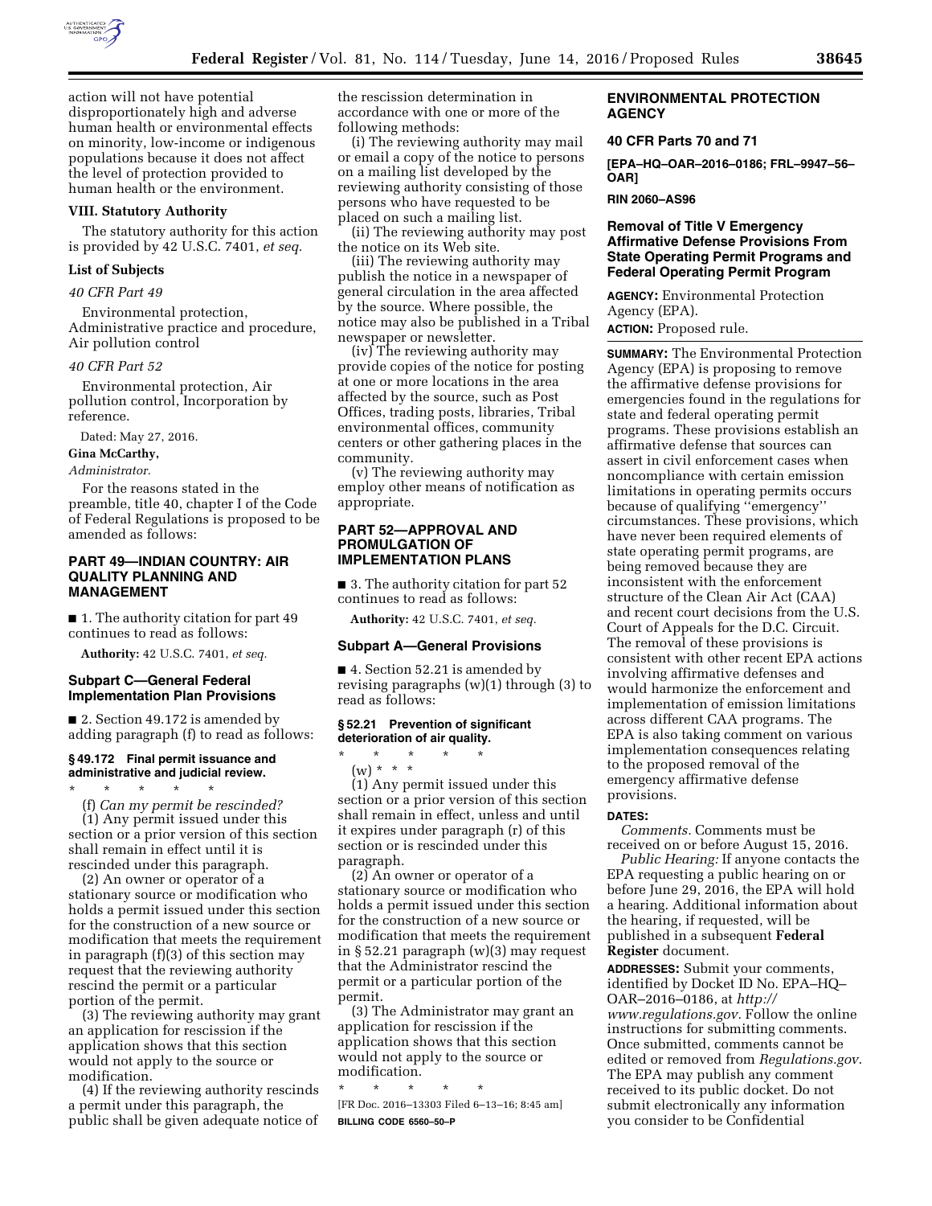action will not have potential disproportionately high and adverse human health or environmental effects on minority, low-income or indigenous populations because it does not affect the level of protection provided to human health or the environment.

### VIII. Statutory Authority

The statutory authority for this action is provided by 42 U.S.C. 7401, *et seq.*

### List of Subjects

*40 CFR Part 49*

Environmental protection, Administrative practice and procedure, Air pollution control

*40 CFR Part 52*

Environmental protection, Air pollution control, Incorporation by reference.

Dated: May 27, 2016.

**Gina McCarthy,**

*Administrator.*

For the reasons stated in the preamble, title 40, chapter I of the Code of Federal Regulations is proposed to be amended as follows:

## PART 49—INDIAN COUNTRY: AIR QUALITY PLANNING AND MANAGEMENT

■ 1. The authority citation for part 49 continues to read as follows:

**Authority:** 42 U.S.C. 7401, *et seq.*

### Subpart C—General Federal Implementation Plan Provisions

■ 2. Section 49.172 is amended by adding paragraph (f) to read as follows:

#### § 49.172 Final permit issuance and administrative and judicial review.

\* \* \* \* \*

(f) *Can my permit be rescinded?*

(1) Any permit issued under this section or a prior version of this section shall remain in effect until it is rescinded under this paragraph.

(2) An owner or operator of a stationary source or modification who holds a permit issued under this section for the construction of a new source or modification that meets the requirement in paragraph (f)(3) of this section may request that the reviewing authority rescind the permit or a particular portion of the permit.

(3) The reviewing authority may grant an application for rescission if the application shows that this section would not apply to the source or modification.

(4) If the reviewing authority rescinds a permit under this paragraph, the public shall be given adequate notice of the rescission determination in accordance with one or more of the following methods:

(i) The reviewing authority may mail or email a copy of the notice to persons on a mailing list developed by the reviewing authority consisting of those persons who have requested to be placed on such a mailing list.

(ii) The reviewing authority may post the notice on its Web site.

(iii) The reviewing authority may publish the notice in a newspaper of general circulation in the area affected by the source. Where possible, the notice may also be published in a Tribal newspaper or newsletter.

(iv) The reviewing authority may provide copies of the notice for posting at one or more locations in the area affected by the source, such as Post Offices, trading posts, libraries, Tribal environmental offices, community centers or other gathering places in the community.

(v) The reviewing authority may employ other means of notification as appropriate.

## PART 52—APPROVAL AND PROMULGATION OF IMPLEMENTATION PLANS

■ 3. The authority citation for part 52 continues to read as follows:

**Authority:** 42 U.S.C. 7401, *et seq.*

### Subpart A—General Provisions

■ 4. Section 52.21 is amended by revising paragraphs (w)(1) through (3) to read as follows:

#### § 52.21 Prevention of significant deterioration of air quality.

\* \* \* \* \*

(w) \* \* \*

(1) Any permit issued under this section or a prior version of this section shall remain in effect, unless and until it expires under paragraph (r) of this section or is rescinded under this paragraph.

(2) An owner or operator of a stationary source or modification who holds a permit issued under this section for the construction of a new source or modification that meets the requirement in § 52.21 paragraph (w)(3) may request that the Administrator rescind the permit or a particular portion of the permit.

(3) The Administrator may grant an application for rescission if the application shows that this section would not apply to the source or modification.

\* \* \* \* \*

[FR Doc. 2016–13303 Filed 6–13–16; 8:45 am]

**BILLING CODE 6560–50–P**

## ENVIRONMENTAL PROTECTION AGENCY

### 40 CFR Parts 70 and 71

**[EPA–HQ–OAR–2016–0186; FRL–9947–56–OAR]**

**RIN 2060–AS96**

### Removal of Title V Emergency Affirmative Defense Provisions From State Operating Permit Programs and Federal Operating Permit Program

**AGENCY:** Environmental Protection Agency (EPA).

**ACTION:** Proposed rule.

**SUMMARY:** The Environmental Protection Agency (EPA) is proposing to remove the affirmative defense provisions for emergencies found in the regulations for state and federal operating permit programs. These provisions establish an affirmative defense that sources can assert in civil enforcement cases when noncompliance with certain emission limitations in operating permits occurs because of qualifying "emergency" circumstances. These provisions, which have never been required elements of state operating permit programs, are being removed because they are inconsistent with the enforcement structure of the Clean Air Act (CAA) and recent court decisions from the U.S. Court of Appeals for the D.C. Circuit. The removal of these provisions is consistent with other recent EPA actions involving affirmative defenses and would harmonize the enforcement and implementation of emission limitations across different CAA programs. The EPA is also taking comment on various implementation consequences relating to the proposed removal of the emergency affirmative defense provisions.

**DATES:**

*Comments.* Comments must be received on or before August 15, 2016.

*Public Hearing:* If anyone contacts the EPA requesting a public hearing on or before June 29, 2016, the EPA will hold a hearing. Additional information about the hearing, if requested, will be published in a subsequent **Federal Register** document.

**ADDRESSES:** Submit your comments, identified by Docket ID No. EPA–HQ–OAR–2016–0186, at *http://www.regulations.gov.* Follow the online instructions for submitting comments. Once submitted, comments cannot be edited or removed from *Regulations.gov*. The EPA may publish any comment received to its public docket. Do not submit electronically any information you consider to be Confidential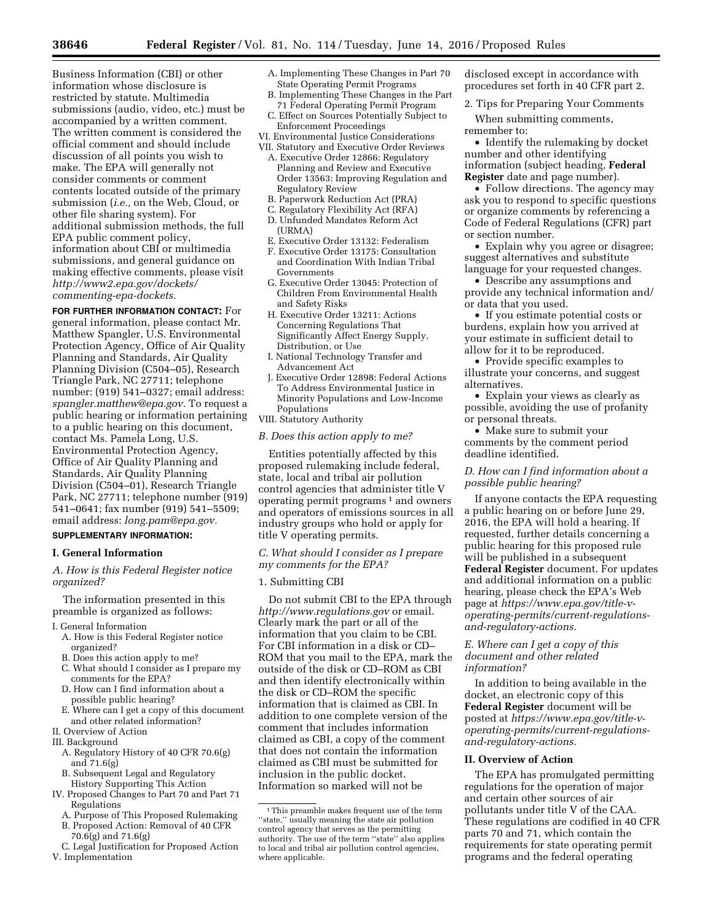Business Information (CBI) or other information whose disclosure is restricted by statute. Multimedia submissions (audio, video, etc.) must be accompanied by a written comment. The written comment is considered the official comment and should include discussion of all points you wish to make. The EPA will generally not consider comments or comment contents located outside of the primary submission (*i.e.,* on the Web, Cloud, or other file sharing system). For additional submission methods, the full EPA public comment policy, information about CBI or multimedia submissions, and general guidance on making effective comments, please visit *http://www2.epa.gov/dockets/commenting-epa-dockets.*

**FOR FURTHER INFORMATION CONTACT:** For general information, please contact Mr. Matthew Spangler, U.S. Environmental Protection Agency, Office of Air Quality Planning and Standards, Air Quality Planning Division (C504–05), Research Triangle Park, NC 27711; telephone number: (919) 541–0327; email address: *spangler.matthew@epa.gov.* To request a public hearing or information pertaining to a public hearing on this document, contact Ms. Pamela Long, U.S. Environmental Protection Agency, Office of Air Quality Planning and Standards, Air Quality Planning Division (C504–01), Research Triangle Park, NC 27711; telephone number (919) 541–0641; fax number (919) 541–5509; email address: *long.pam@epa.gov.*

**SUPPLEMENTARY INFORMATION:**

## I. General Information

### *A. How is this Federal Register notice organized?*

The information presented in this preamble is organized as follows:

- I. General Information
  - A. How is this Federal Register notice organized?
  - B. Does this action apply to me?
  - C. What should I consider as I prepare my comments for the EPA?
  - D. How can I find information about a possible public hearing?
  - E. Where can I get a copy of this document and other related information?
- II. Overview of Action
- III. Background
  - A. Regulatory History of 40 CFR 70.6(g) and 71.6(g)
  - B. Subsequent Legal and Regulatory History Supporting This Action
- IV. Proposed Changes to Part 70 and Part 71 Regulations
  - A. Purpose of This Proposed Rulemaking
  - B. Proposed Action: Removal of 40 CFR 70.6(g) and 71.6(g)
  - C. Legal Justification for Proposed Action
- V. Implementation
  - A. Implementing These Changes in Part 70 State Operating Permit Programs
  - B. Implementing These Changes in the Part 71 Federal Operating Permit Program
  - C. Effect on Sources Potentially Subject to Enforcement Proceedings
- VI. Environmental Justice Considerations
- VII. Statutory and Executive Order Reviews
  - A. Executive Order 12866: Regulatory Planning and Review and Executive Order 13563: Improving Regulation and Regulatory Review
  - B. Paperwork Reduction Act (PRA)
  - C. Regulatory Flexibility Act (RFA)
  - D. Unfunded Mandates Reform Act (URMA)
  - E. Executive Order 13132: Federalism
  - F. Executive Order 13175: Consultation and Coordination With Indian Tribal Governments
  - G. Executive Order 13045: Protection of Children From Environmental Health and Safety Risks
  - H. Executive Order 13211: Actions Concerning Regulations That Significantly Affect Energy Supply, Distribution, or Use
  - I. National Technology Transfer and Advancement Act
  - J. Executive Order 12898: Federal Actions To Address Environmental Justice in Minority Populations and Low-Income Populations
- VIII. Statutory Authority

### *B. Does this action apply to me?*

Entities potentially affected by this proposed rulemaking include federal, state, local and tribal air pollution control agencies that administer title V operating permit programs [1] and owners and operators of emissions sources in all industry groups who hold or apply for title V operating permits.

### *C. What should I consider as I prepare my comments for the EPA?*

1. Submitting CBI

Do not submit CBI to the EPA through *http://www.regulations.gov* or email. Clearly mark the part or all of the information that you claim to be CBI. For CBI information in a disk or CD–ROM that you mail to the EPA, mark the outside of the disk or CD–ROM as CBI and then identify electronically within the disk or CD–ROM the specific information that is claimed as CBI. In addition to one complete version of the comment that includes information claimed as CBI, a copy of the comment that does not contain the information claimed as CBI must be submitted for inclusion in the public docket. Information so marked will not be disclosed except in accordance with procedures set forth in 40 CFR part 2.

2. Tips for Preparing Your Comments

When submitting comments, remember to:

- Identify the rulemaking by docket number and other identifying information (subject heading, **Federal Register** date and page number).
- Follow directions. The agency may ask you to respond to specific questions or organize comments by referencing a Code of Federal Regulations (CFR) part or section number.
- Explain why you agree or disagree; suggest alternatives and substitute language for your requested changes.
- Describe any assumptions and provide any technical information and/or data that you used.
- If you estimate potential costs or burdens, explain how you arrived at your estimate in sufficient detail to allow for it to be reproduced.
- Provide specific examples to illustrate your concerns, and suggest alternatives.
- Explain your views as clearly as possible, avoiding the use of profanity or personal threats.
- Make sure to submit your comments by the comment period deadline identified.

### *D. How can I find information about a possible public hearing?*

If anyone contacts the EPA requesting a public hearing on or before June 29, 2016, the EPA will hold a hearing. If requested, further details concerning a public hearing for this proposed rule will be published in a subsequent **Federal Register** document. For updates and additional information on a public hearing, please check the EPA's Web page at *https://www.epa.gov/title-v-operating-permits/current-regulations-and-regulatory-actions.*

### *E. Where can I get a copy of this document and other related information?*

In addition to being available in the docket, an electronic copy of this **Federal Register** document will be posted at *https://www.epa.gov/title-v-operating-permits/current-regulations-and-regulatory-actions.*

## II. Overview of Action

The EPA has promulgated permitting regulations for the operation of major and certain other sources of air pollutants under title V of the CAA. These regulations are codified in 40 CFR parts 70 and 71, which contain the requirements for state operating permit programs and the federal operating

[1] This proposed rulemake makes frequent use of the term ''state,'' usually meaning the state air pollution control agency that serves as the permitting authority. The use of the term ''state'' also applies to local and tribal air pollution control agencies, where applicable.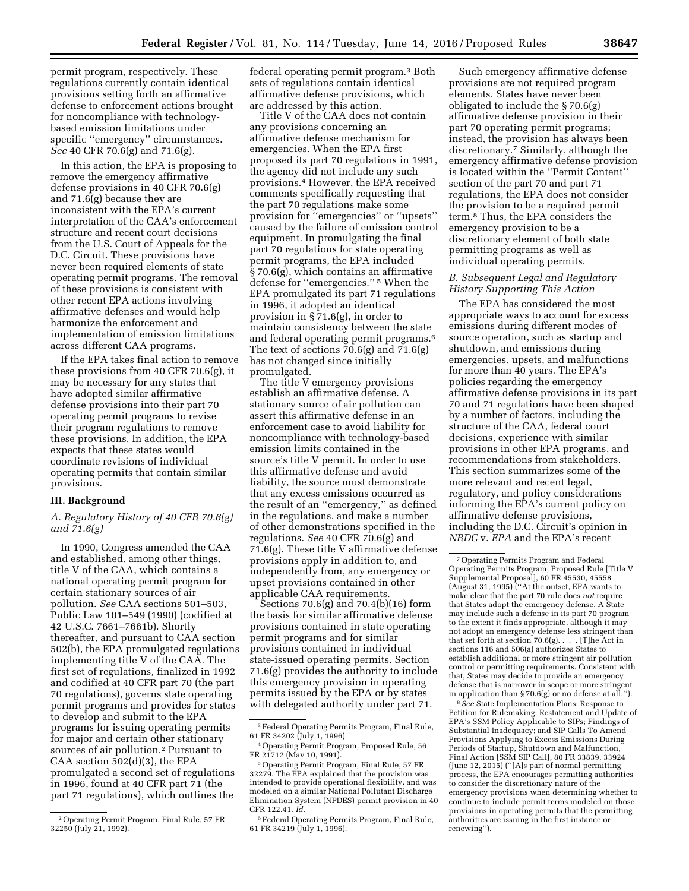permit program, respectively. These regulations currently contain identical provisions setting forth an affirmative defense to enforcement actions brought for noncompliance with technology-based emission limitations under specific ''emergency'' circumstances. *See* 40 CFR 70.6(g) and 71.6(g).

In this action, the EPA is proposing to remove the emergency affirmative defense provisions in 40 CFR 70.6(g) and 71.6(g) because they are inconsistent with the EPA's current interpretation of the CAA's enforcement structure and recent court decisions from the U.S. Court of Appeals for the D.C. Circuit. These provisions have never been required elements of state operating permit programs. The removal of these provisions is consistent with other recent EPA actions involving affirmative defenses and would help harmonize the enforcement and implementation of emission limitations across different CAA programs.

If the EPA takes final action to remove these provisions from 40 CFR 70.6(g), it may be necessary for any states that have adopted similar affirmative defense provisions into their part 70 operating permit programs to revise their program regulations to remove these provisions. In addition, the EPA expects that these states would coordinate revisions of individual operating permits that contain similar provisions.

## III. Background

### A. Regulatory History of 40 CFR 70.6(g) and 71.6(g)

In 1990, Congress amended the CAA and established, among other things, title V of the CAA, which contains a national operating permit program for certain stationary sources of air pollution. *See* CAA sections 501–503, Public Law 101–549 (1990) (codified at 42 U.S.C. 7661–7661b). Shortly thereafter, and pursuant to CAA section 502(b), the EPA promulgated regulations implementing title V of the CAA. The first set of regulations, finalized in 1992 and codified at 40 CFR part 70 (the part 70 regulations), governs state operating permit programs and provides for states to develop and submit to the EPA programs for issuing operating permits for major and certain other stationary sources of air pollution.[2] Pursuant to CAA section 502(d)(3), the EPA promulgated a second set of regulations in 1996, found at 40 CFR part 71 (the part 71 regulations), which outlines the federal operating permit program.[3] Both sets of regulations contain identical affirmative defense provisions, which are addressed by this action.

Title V of the CAA does not contain any provisions concerning an affirmative defense mechanism for emergencies. When the EPA first proposed its part 70 regulations in 1991, the agency did not include any such provisions.[4] However, the EPA received comments specifically requesting that the part 70 regulations make some provision for ''emergencies'' or ''upsets'' caused by the failure of emission control equipment. In promulgating the final part 70 regulations for state operating permit programs, the EPA included § 70.6(g), which contains an affirmative defense for ''emergencies.''[5] When the EPA promulgated its part 71 regulations in 1996, it adopted an identical provision in § 71.6(g), in order to maintain consistency between the state and federal operating permit programs.[6] The text of sections 70.6(g) and 71.6(g) has not changed since initially promulgated.

The title V emergency provisions establish an affirmative defense. A stationary source of air pollution can assert this affirmative defense in an enforcement case to avoid liability for noncompliance with technology-based emission limits contained in the source's title V permit. In order to use this affirmative defense and avoid liability, the source must demonstrate that any excess emissions occurred as the result of an ''emergency,'' as defined in the regulations, and make a number of other demonstrations specified in the regulations. *See* 40 CFR 70.6(g) and 71.6(g). These title V affirmative defense provisions apply in addition to, and independently from, any emergency or upset provisions contained in other applicable CAA requirements.

Sections 70.6(g) and 70.4(b)(16) form the basis for similar affirmative defense provisions contained in state operating permit programs and for similar provisions contained in individual state-issued operating permits. Section 71.6(g) provides the authority to include this emergency provision in operating permits issued by the EPA or by states with delegated authority under part 71.

Such emergency affirmative defense provisions are not required program elements. States have never been obligated to include the § 70.6(g) affirmative defense provision in their part 70 operating permit programs; instead, the provision has always been discretionary.[7] Similarly, although the emergency affirmative defense provision is located within the ''Permit Content'' section of the part 70 and part 71 regulations, the EPA does not consider the provision to be a required permit term.[8] Thus, the EPA considers the emergency provision to be a discretionary element of both state permitting programs as well as individual operating permits.

### B. Subsequent Legal and Regulatory History Supporting This Action

The EPA has considered the most appropriate ways to account for excess emissions during different modes of source operation, such as startup and shutdown, and emissions during emergencies, upsets, and malfunctions for more than 40 years. The EPA's policies regarding the emergency affirmative defense provisions in its part 70 and 71 regulations have been shaped by a number of factors, including the structure of the CAA, federal court decisions, experience with similar provisions in other EPA programs, and recommendations from stakeholders. This section summarizes some of the more relevant and recent legal, regulatory, and policy considerations informing the EPA's current policy on affirmative defense provisions, including the D.C. Circuit's opinion in *NRDC* v. *EPA* and the EPA's recent

---

[2] Operating Permit Program, Final Rule, 57 FR 32250 (July 21, 1992).

[3] Federal Operating Permits Program, Final Rule, 61 FR 34202 (July 1, 1996).

[4] Operating Permit Program, Proposed Rule, 56 FR 21712 (May 10, 1991).

[5] Operating Permit Program, Final Rule, 57 FR 32279. The EPA explained that the provision was intended to provide operational flexibility, and was modeled on a similar National Pollutant Discharge Elimination System (NPDES) permit provision in 40 CFR 122.41. *Id.*

[6] Federal Operating Permits Program, Final Rule, 61 FR 34219 (July 1, 1996).

[7] Operating Permits Program and Federal Operating Permits Program, Proposed Rule [Title V Supplemental Proposal], 60 FR 45530, 45558 (August 31, 1995) (''At the outset, EPA wants to make clear that the part 70 rule does *not* require that States adopt the emergency defense. A State may include such a defense in its part 70 program to the extent it finds appropriate, although it may not adopt an emergency defense less stringent than that set forth at section 70.6(g). . . . [T]he Act in sections 116 and 506(a) authorizes States to establish additional or more stringent air pollution control or permitting requirements. Consistent with that, States may decide to provide an emergency defense that is narrower in scope or more stringent in application than § 70.6(g) or no defense at all.'').

[8] *See* State Implementation Plans: Response to Petition for Rulemaking; Restatement and Update of EPA's SSM Policy Applicable to SIPs; Findings of Substantial Inadequacy; and SIP Calls To Amend Provisions Applying to Excess Emissions During Periods of Startup, Shutdown and Malfunction, Final Action [SSM SIP Call], 80 FR 33839, 33924 (June 12, 2015) (''[A]s part of normal permitting process, the EPA encourages permitting authorities to consider the discretionary nature of the emergency provisions when determining whether to continue to include permit terms modeled on those provisions in operating permits that the permitting authorities are issuing in the first instance or renewing'').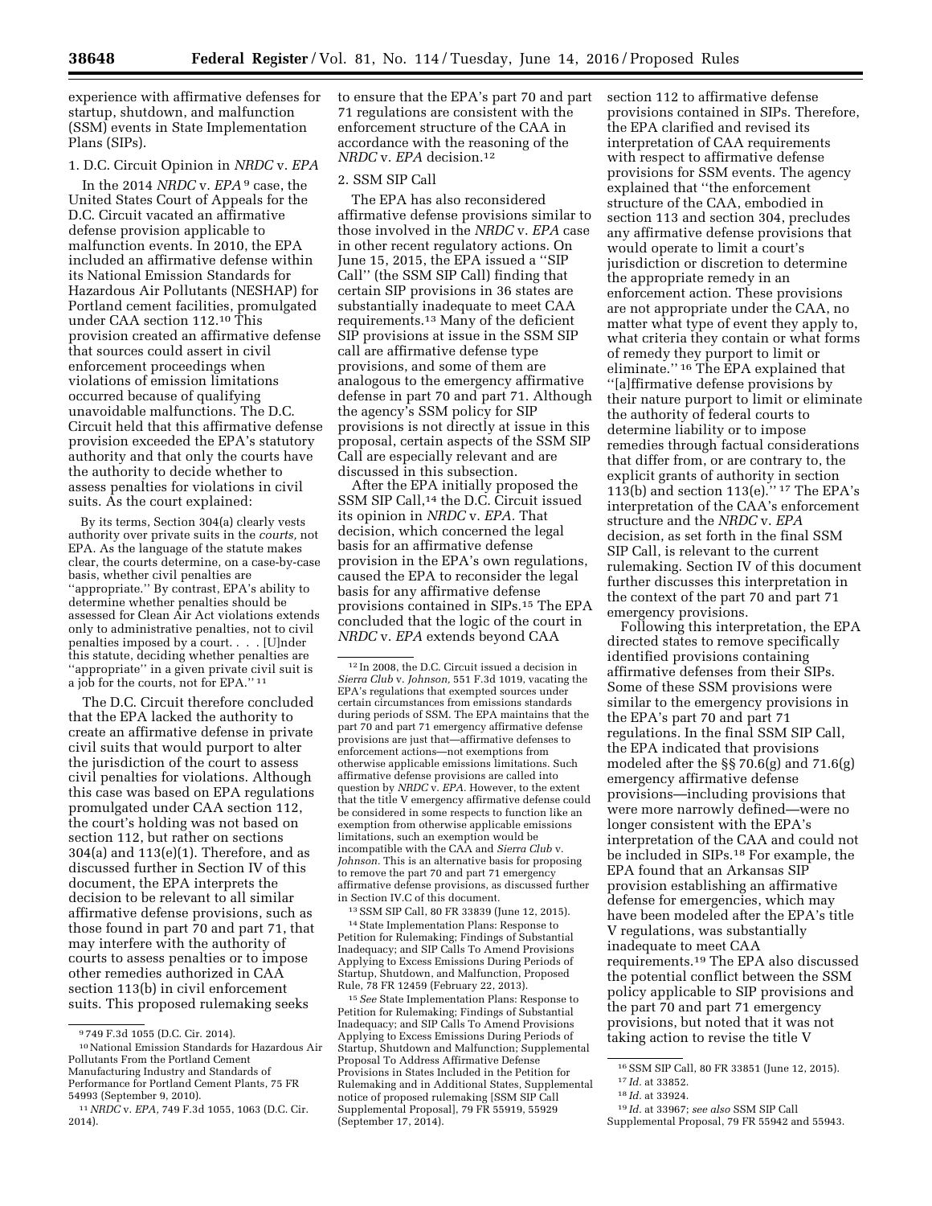experience with affirmative defenses for startup, shutdown, and malfunction (SSM) events in State Implementation Plans (SIPs).

### 1. D.C. Circuit Opinion in *NRDC* v. *EPA*

In the 2014 *NRDC* v. *EPA* [9] case, the United States Court of Appeals for the D.C. Circuit vacated an affirmative defense provision applicable to malfunction events. In 2010, the EPA included an affirmative defense within its National Emission Standards for Hazardous Air Pollutants (NESHAP) for Portland cement facilities, promulgated under CAA section 112.[10] This provision created an affirmative defense that sources could assert in civil enforcement proceedings when violations of emission limitations occurred because of qualifying unavoidable malfunctions. The D.C. Circuit held that this affirmative defense provision exceeded the EPA's statutory authority and that only the courts have the authority to decide whether to assess penalties for violations in civil suits. As the court explained:

> By its terms, Section 304(a) clearly vests authority over private suits in the *courts,* not EPA. As the language of the statute makes clear, the courts determine, on a case-by-case basis, whether civil penalties are ''appropriate.'' By contrast, EPA's ability to determine whether penalties should be assessed for Clean Air Act violations extends only to administrative penalties, not to civil penalties imposed by a court. . . . [U]nder this statute, deciding whether penalties are ''appropriate'' in a given private civil suit is a job for the courts, not for EPA.'' [11]

The D.C. Circuit therefore concluded that the EPA lacked the authority to create an affirmative defense in private civil suits that would purport to alter the jurisdiction of the court to assess civil penalties for violations. Although this case was based on EPA regulations promulgated under CAA section 112, the court's holding was not based on section 112, but rather on sections 304(a) and 113(e)(1). Therefore, and as discussed further in Section IV of this document, the EPA interprets the decision to be relevant to all similar affirmative defense provisions, such as those found in part 70 and part 71, that may interfere with the authority of courts to assess penalties or to impose other remedies authorized in CAA section 113(b) in civil enforcement suits. This proposed rulemaking seeks to ensure that the EPA's part 70 and part 71 regulations are consistent with the enforcement structure of the CAA in accordance with the reasoning of the *NRDC* v. *EPA* decision.[12]

### 2. SSM SIP Call

The EPA has also reconsidered affirmative defense provisions similar to those involved in the *NRDC* v. *EPA* case in other recent regulatory actions. On June 15, 2015, the EPA issued a ''SIP Call'' (the SSM SIP Call) finding that certain SIP provisions in 36 states are substantially inadequate to meet CAA requirements.[13] Many of the deficient SIP provisions at issue in the SSM SIP call are affirmative defense type provisions, and some of them are analogous to the emergency affirmative defense in part 70 and part 71. Although the agency's SSM policy for SIP provisions is not directly at issue in this proposal, certain aspects of the SSM SIP Call are especially relevant and are discussed in this subsection.

After the EPA initially proposed the SSM SIP Call,[14] the D.C. Circuit issued its opinion in *NRDC* v. *EPA.* That decision, which concerned the legal basis for an affirmative defense provision in the EPA's own regulations, caused the EPA to reconsider the legal basis for any affirmative defense provisions contained in SIPs.[15] The EPA concluded that the logic of the court in *NRDC* v. *EPA* extends beyond CAA section 112 to affirmative defense provisions contained in SIPs. Therefore, the EPA clarified and revised its interpretation of CAA requirements with respect to affirmative defense provisions for SSM events. The agency explained that ''the enforcement structure of the CAA, embodied in section 113 and section 304, precludes any affirmative defense provisions that would operate to limit a court's jurisdiction or discretion to determine the appropriate remedy in an enforcement action. These provisions are not appropriate under the CAA, no matter what type of event they apply to, what criteria they contain or what forms of remedy they purport to limit or eliminate.'' [16] The EPA explained that ''[a]ffirmative defense provisions by their nature purport to limit or eliminate the authority of federal courts to determine liability or to impose remedies through factual considerations that differ from, or are contrary to, the explicit grants of authority in section 113(b) and section 113(e).'' [17] The EPA's interpretation of the CAA's enforcement structure and the *NRDC* v. *EPA* decision, as set forth in the final SSM SIP Call, is relevant to the current rulemaking. Section IV of this document further discusses this interpretation in the context of the part 70 and part 71 emergency provisions.

Following this interpretation, the EPA directed states to remove specifically identified provisions containing affirmative defenses from their SIPs. Some of these SSM provisions were similar to the emergency provisions in the EPA's part 70 and part 71 regulations. In the final SSM SIP Call, the EPA indicated that provisions modeled after the §§ 70.6(g) and 71.6(g) emergency affirmative defense provisions—including provisions that were more narrowly defined—were no longer consistent with the EPA's interpretation of the CAA and could not be included in SIPs.[18] For example, the EPA found that an Arkansas SIP provision establishing an affirmative defense for emergencies, which may have been modeled after the EPA's title V regulations, was substantially inadequate to meet CAA requirements.[19] The EPA also discussed the potential conflict between the SSM policy applicable to SIP provisions and the part 70 and part 71 emergency provisions, but noted that it was not taking action to revise the title V

---

[9] 749 F.3d 1055 (D.C. Cir. 2014).

[10] National Emission Standards for Hazardous Air Pollutants From the Portland Cement Manufacturing Industry and Standards of Performance for Portland Cement Plants, 75 FR 54993 (September 9, 2010).

[11] *NRDC* v. *EPA,* 749 F.3d 1055, 1063 (D.C. Cir. 2014).

[12] In 2008, the D.C. Circuit issued a decision in *Sierra Club* v. *Johnson,* 551 F.3d 1019, vacating the EPA's regulations that exempted sources under certain circumstances from emissions standards during periods of SSM. The EPA maintains that the part 70 and part 71 emergency affirmative defense provisions are just that—affirmative defenses to enforcement actions—not exemptions from otherwise applicable emissions limitations. Such affirmative defense provisions are called into question by *NRDC* v. *EPA.* However, to the extent that the title V emergency affirmative defense could be considered in some respects to function like an exemption from otherwise applicable emissions limitations, such an exemption would be incompatible with the CAA and *Sierra Club* v. *Johnson.* This is an alternative basis for proposing to remove the part 70 and part 71 emergency affirmative defense provisions, as discussed further in Section IV.C of this document.

[13] SSM SIP Call, 80 FR 33839 (June 12, 2015).

[14] State Implementation Plans: Response to Petition for Rulemaking; Findings of Substantial Inadequacy; and SIP Calls To Amend Provisions Applying to Excess Emissions During Periods of Startup, Shutdown, and Malfunction, Proposed Rule, 78 FR 12459 (February 22, 2013).

[15] *See* State Implementation Plans: Response to Petition for Rulemaking; Findings of Substantial Inadequacy; and SIP Calls To Amend Provisions Applying to Excess Emissions During Periods of Startup, Shutdown and Malfunction; Supplemental Proposal To Address Affirmative Defense Provisions in States Included in the Petition for Rulemaking and in Additional States, Supplemental notice of proposed rulemaking [SSM SIP Call Supplemental Proposal], 79 FR 55919, 55929 (September 17, 2014).

[16] SSM SIP Call, 80 FR 33851 (June 12, 2015).

[17] *Id.* at 33852.

[18] *Id.* at 33924.

[19] *Id.* at 33967; *see also* SSM SIP Call Supplemental Proposal, 79 FR 55942 and 55943.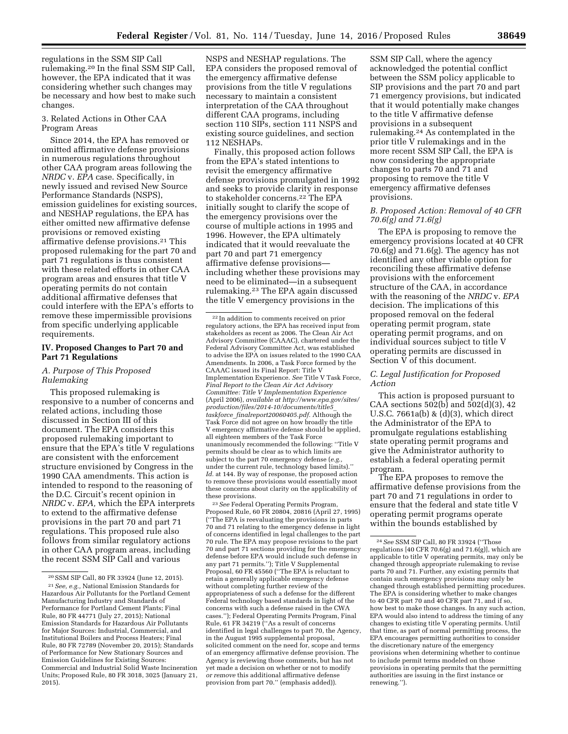regulations in the SSM SIP Call rulemaking.[20] In the final SSM SIP Call, however, the EPA indicated that it was considering whether such changes may be necessary and how best to make such changes.

3. Related Actions in Other CAA Program Areas

Since 2014, the EPA has removed or omitted affirmative defense provisions in numerous regulations throughout other CAA program areas following the *NRDC* v. *EPA* case. Specifically, in newly issued and revised New Source Performance Standards (NSPS), emission guidelines for existing sources, and NESHAP regulations, the EPA has either omitted new affirmative defense provisions or removed existing affirmative defense provisions.[21] This proposed rulemaking for the part 70 and part 71 regulations is thus consistent with these related efforts in other CAA program areas and ensures that title V operating permits do not contain additional affirmative defenses that could interfere with the EPA's efforts to remove these impermissible provisions from specific underlying applicable requirements.

## IV. Proposed Changes to Part 70 and Part 71 Regulations

### A. Purpose of This Proposed Rulemaking

This proposed rulemaking is responsive to a number of concerns and related actions, including those discussed in Section III of this document. The EPA considers this proposed rulemaking important to ensure that the EPA's title V regulations are consistent with the enforcement structure envisioned by Congress in the 1990 CAA amendments. This action is intended to respond to the reasoning of the D.C. Circuit's recent opinion in *NRDC* v. *EPA,* which the EPA interprets to extend to the affirmative defense provisions in the part 70 and part 71 regulations. This proposed rule also follows from similar regulatory actions in other CAA program areas, including the recent SSM SIP Call and various NSPS and NESHAP regulations. The EPA considers the proposed removal of the emergency affirmative defense provisions from the title V regulations necessary to maintain a consistent interpretation of the CAA throughout different CAA programs, including section 110 SIPs, section 111 NSPS and existing source guidelines, and section 112 NESHAPs.

Finally, this proposed action follows from the EPA's stated intentions to revisit the emergency affirmative defense provisions promulgated in 1992 and seeks to provide clarity in response to stakeholder concerns.[22] The EPA initially sought to clarify the scope of the emergency provisions over the course of multiple actions in 1995 and 1996. However, the EPA ultimately indicated that it would reevaluate the part 70 and part 71 emergency affirmative defense provisions—including whether these provisions may need to be eliminated—in a subsequent rulemaking.[23] The EPA again discussed the title V emergency provisions in the SSM SIP Call, where the agency acknowledged the potential conflict between the SSM policy applicable to SIP provisions and the part 70 and part 71 emergency provisions, but indicated that it would potentially make changes to the title V affirmative defense provisions in a subsequent rulemaking.[24] As contemplated in the prior title V rulemakings and in the more recent SSM SIP Call, the EPA is now considering the appropriate changes to parts 70 and 71 and proposing to remove the title V emergency affirmative defenses provisions.

### B. Proposed Action: Removal of 40 CFR 70.6(g) and 71.6(g)

The EPA is proposing to remove the emergency provisions located at 40 CFR 70.6(g) and 71.6(g). The agency has not identified any other viable option for reconciling these affirmative defense provisions with the enforcement structure of the CAA, in accordance with the reasoning of the *NRDC* v. *EPA* decision. The implications of this proposed removal on the federal operating permit program, state operating permit programs, and on individual sources subject to title V operating permits are discussed in Section V of this document.

### C. Legal Justification for Proposed Action

This action is proposed pursuant to CAA sections 502(b) and 502(d)(3), 42 U.S.C. 7661a(b) & (d)(3), which direct the Administrator of the EPA to promulgate regulations establishing state operating permit programs and give the Administrator authority to establish a federal operating permit program.

The EPA proposes to remove the affirmative defense provisions from the part 70 and 71 regulations in order to ensure that the federal and state title V operating permit programs operate within the bounds established by

---

[20] SSM SIP Call, 80 FR 33924 (June 12, 2015).

[21] *See, e.g.,* National Emission Standards for Hazardous Air Pollutants for the Portland Cement Manufacturing Industry and Standards of Performance for Portland Cement Plants; Final Rule, 80 FR 44771 (July 27, 2015); National Emission Standards for Hazardous Air Pollutants for Major Sources: Industrial, Commercial, and Institutional Boilers and Process Heaters; Final Rule, 80 FR 72789 (November 20, 2015); Standards of Performance for New Stationary Sources and Emission Guidelines for Existing Sources: Commercial and Industrial Solid Waste Incineration Units; Proposed Rule, 80 FR 3018, 3025 (January 21, 2015).

[22] In addition to comments received on prior regulatory actions, the EPA has received input from stakeholders as recent as 2006. The Clean Air Act Advisory Committee (CAAAC), chartered under the Federal Advisory Committee Act, was established to advise the EPA on issues related to the 1990 CAA Amendments. In 2006, a Task Force formed by the CAAAC issued its Final Report: Title V Implementation Experience. *See* Title V Task Force, *Final Report to the Clean Air Act Advisory Committee: Title V Implementation Experience* (April 2006), *available at http://www.epa.gov/sites/production/files/2014-10/documents/title5_taskforce_finalreport20060405.pdf.* Although the Task Force did not agree on how broadly the title V emergency affirmative defense should be applied, all eighteen members of the Task Force unanimously recommended the following: "Title V permits should be clear as to which limits are subject to the part 70 emergency defense (*e.g.,* under the current rule, technology based limits)." *Id.* at 144. By way of response, the proposed action to remove these provisions would essentially moot these concerns about clarity on the applicability of these provisions.

[23] *See* Federal Operating Permits Program, Proposed Rule, 60 FR 20804, 20816 (April 27, 1995) ("The EPA is reevaluating the provisions in parts 70 and 71 relating to the emergency defense in light of concerns identified in legal challenges to the part 70 rule. The EPA may propose revisions to the part 70 and part 71 sections providing for the emergency defense before EPA would include such defense in any part 71 permits."); Title V Supplemental Proposal, 60 FR 45560 ("The EPA is reluctant to retain a generally applicable emergency defense without completing further review of the appropriateness of such a defense for the different Federal technology based standards in light of the concerns with such a defense raised in the CWA cases."); Federal Operating Permits Program, Final Rule, 61 FR 34219 ("As a result of concerns identified in legal challenges to part 70, the Agency, in the August 1995 supplemental proposal, solicited comment on the need for, scope and terms of an emergency affirmative defense provision. The Agency is reviewing those comments, but has not yet made a decision on whether or not to modify *or remove* this additional affirmative defense provision from part 70." (emphasis added)).

[24] *See* SSM SIP Call, 80 FR 33924 ("Those regulations [40 CFR 70.6(g) and 71.6(g)], which are applicable to title V operating permits, may only be changed through appropriate rulemaking to revise parts 70 and 71. Further, any existing permits that contain such emergency provisions may only be changed through established permitting procedures. The EPA is considering whether to make changes to 40 CFR part 70 and 40 CFR part 71, and if so, how best to make those changes. In any such action, EPA would also intend to address the timing of any changes to existing title V operating permits. Until that time, as part of normal permitting process, the EPA encourages permitting authorities to consider the discretionary nature of the emergency provisions when determining whether to continue to include permit terms modeled on those provisions in operating permits that the permitting authorities are issuing in the first instance or renewing.").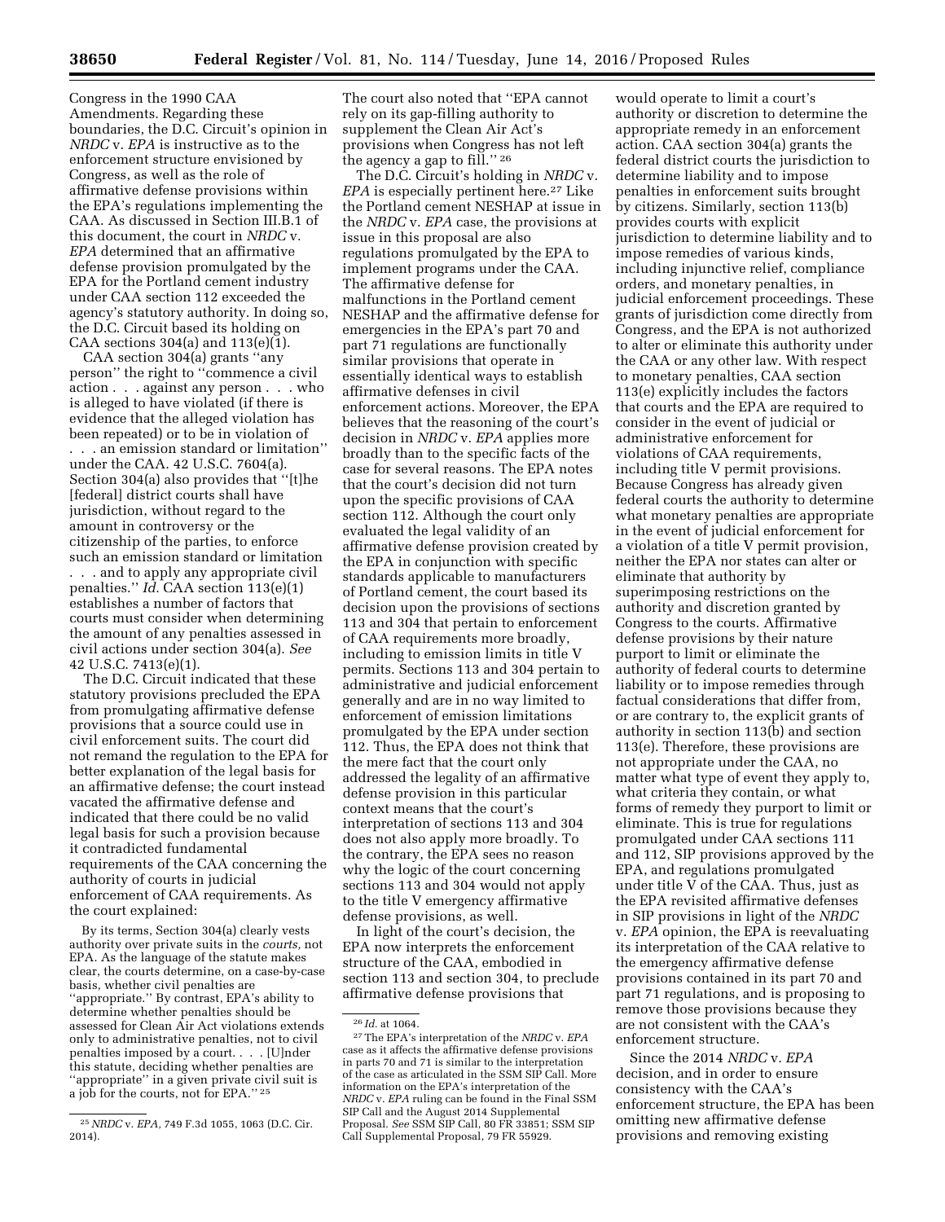Congress in the 1990 CAA Amendments. Regarding these boundaries, the D.C. Circuit's opinion in *NRDC* v. *EPA* is instructive as to the enforcement structure envisioned by Congress, as well as the role of affirmative defense provisions within the EPA's regulations implementing the CAA. As discussed in Section III.B.1 of this document, the court in *NRDC* v. *EPA* determined that an affirmative defense provision promulgated by the EPA for the Portland cement industry under CAA section 112 exceeded the agency's statutory authority. In doing so, the D.C. Circuit based its holding on CAA sections 304(a) and 113(e)(1).

CAA section 304(a) grants "any person" the right to "commence a civil action . . . against any person . . . who is alleged to have violated (if there is evidence that the alleged violation has been repeated) or to be in violation of . . . an emission standard or limitation" under the CAA. 42 U.S.C. 7604(a). Section 304(a) also provides that "[t]he [federal] district courts shall have jurisdiction, without regard to the amount in controversy or the citizenship of the parties, to enforce such an emission standard or limitation . . . and to apply any appropriate civil penalties." *Id.* CAA section 113(e)(1) establishes a number of factors that courts must consider when determining the amount of any penalties assessed in civil actions under section 304(a). *See* 42 U.S.C. 7413(e)(1).

The D.C. Circuit indicated that these statutory provisions precluded the EPA from promulgating affirmative defense provisions that a source could use in civil enforcement suits. The court did not remand the regulation to the EPA for better explanation of the legal basis for an affirmative defense; the court instead vacated the affirmative defense and indicated that there could be no valid legal basis for such a provision because it contradicted fundamental requirements of the CAA concerning the authority of courts in judicial enforcement of CAA requirements. As the court explained:

> By its terms, Section 304(a) clearly vests authority over private suits in the *courts,* not EPA. As the language of the statute makes clear, the courts determine, on a case-by-case basis, whether civil penalties are "appropriate." By contrast, EPA's ability to determine whether penalties should be assessed for Clean Air Act violations extends only to administrative penalties, not to civil penalties imposed by a court. . . . [U]nder this statute, deciding whether penalties are "appropriate" in a given private civil suit is a job for the courts, not for EPA."[25]

The court also noted that "EPA cannot rely on its gap-filling authority to supplement the Clean Air Act's provisions when Congress has not left the agency a gap to fill."[26]

The D.C. Circuit's holding in *NRDC* v. *EPA* is especially pertinent here.[27] Like the Portland cement NESHAP at issue in the *NRDC* v. *EPA* case, the provisions at issue in this proposal are also regulations promulgated by the EPA to implement programs under the CAA. The affirmative defense for malfunctions in the Portland cement NESHAP and the affirmative defense for emergencies in the EPA's part 70 and part 71 regulations are functionally similar provisions that operate in essentially identical ways to establish affirmative defenses in civil enforcement actions. Moreover, the EPA believes that the reasoning of the court's decision in *NRDC* v. *EPA* applies more broadly than to the specific facts of the case for several reasons. The EPA notes that the court's decision did not turn upon the specific provisions of CAA section 112. Although the court only evaluated the legal validity of an affirmative defense provision created by the EPA in conjunction with specific standards applicable to manufacturers of Portland cement, the court based its decision upon the provisions of sections 113 and 304 that pertain to enforcement of CAA requirements more broadly, including to emission limits in title V permits. Sections 113 and 304 pertain to administrative and judicial enforcement generally and are in no way limited to enforcement of emission limitations promulgated by the EPA under section 112. Thus, the EPA does not think that the mere fact that the court only addressed the legality of an affirmative defense provision in this particular context means that the court's interpretation of sections 113 and 304 does not also apply more broadly. To the contrary, the EPA sees no reason why the logic of the court concerning sections 113 and 304 would not apply to the title V emergency affirmative defense provisions, as well.

In light of the court's decision, the EPA now interprets the enforcement structure of the CAA, embodied in section 113 and section 304, to preclude affirmative defense provisions that would operate to limit a court's authority or discretion to determine the appropriate remedy in an enforcement action. CAA section 304(a) grants the federal district courts the jurisdiction to determine liability and to impose penalties in enforcement suits brought by citizens. Similarly, section 113(b) provides courts with explicit jurisdiction to determine liability and to impose remedies of various kinds, including injunctive relief, compliance orders, and monetary penalties, in judicial enforcement proceedings. These grants of jurisdiction come directly from Congress, and the EPA is not authorized to alter or eliminate this authority under the CAA or any other law. With respect to monetary penalties, CAA section 113(e) explicitly includes the factors that courts and the EPA are required to consider in the event of judicial or administrative enforcement for violations of CAA requirements, including title V permit provisions. Because Congress has already given federal courts the authority to determine what monetary penalties are appropriate in the event of judicial enforcement for a violation of a title V permit provision, neither the EPA nor states can alter or eliminate that authority by superimposing restrictions on the authority and discretion granted by Congress to the courts. Affirmative defense provisions by their nature purport to limit or eliminate the authority of federal courts to determine liability or to impose remedies through factual considerations that differ from, or are contrary to, the explicit grants of authority in section 113(b) and section 113(e). Therefore, these provisions are not appropriate under the CAA, no matter what type of event they apply to, what criteria they contain, or what forms of remedy they purport to limit or eliminate. This is true for regulations promulgated under CAA sections 111 and 112, SIP provisions approved by the EPA, and regulations promulgated under title V of the CAA. Thus, just as the EPA revisited affirmative defenses in SIP provisions in light of the *NRDC* v. *EPA* opinion, the EPA is reevaluating its interpretation of the CAA relative to the emergency affirmative defense provisions contained in its part 70 and part 71 regulations, and is proposing to remove those provisions because they are not consistent with the CAA's enforcement structure.

Since the 2014 *NRDC* v. *EPA* decision, and in order to ensure consistency with the CAA's enforcement structure, the EPA has been omitting new affirmative defense provisions and removing existing

---

[25] *NRDC* v. *EPA,* 749 F.3d 1055, 1063 (D.C. Cir. 2014).

[26] *Id.* at 1064.

[27] The EPA's interpretation of the *NRDC* v. *EPA* case as it affects the affirmative defense provisions in parts 70 and 71 is similar to the interpretation of the case as articulated in the SSM SIP Call. More information on the EPA's interpretation of the *NRDC* v. *EPA* ruling can be found in the Final SSM SIP Call and the August 2014 Supplemental Proposal. *See* SSM SIP Call, 80 FR 33851; SSM SIP Call Supplemental Proposal, 79 FR 55929.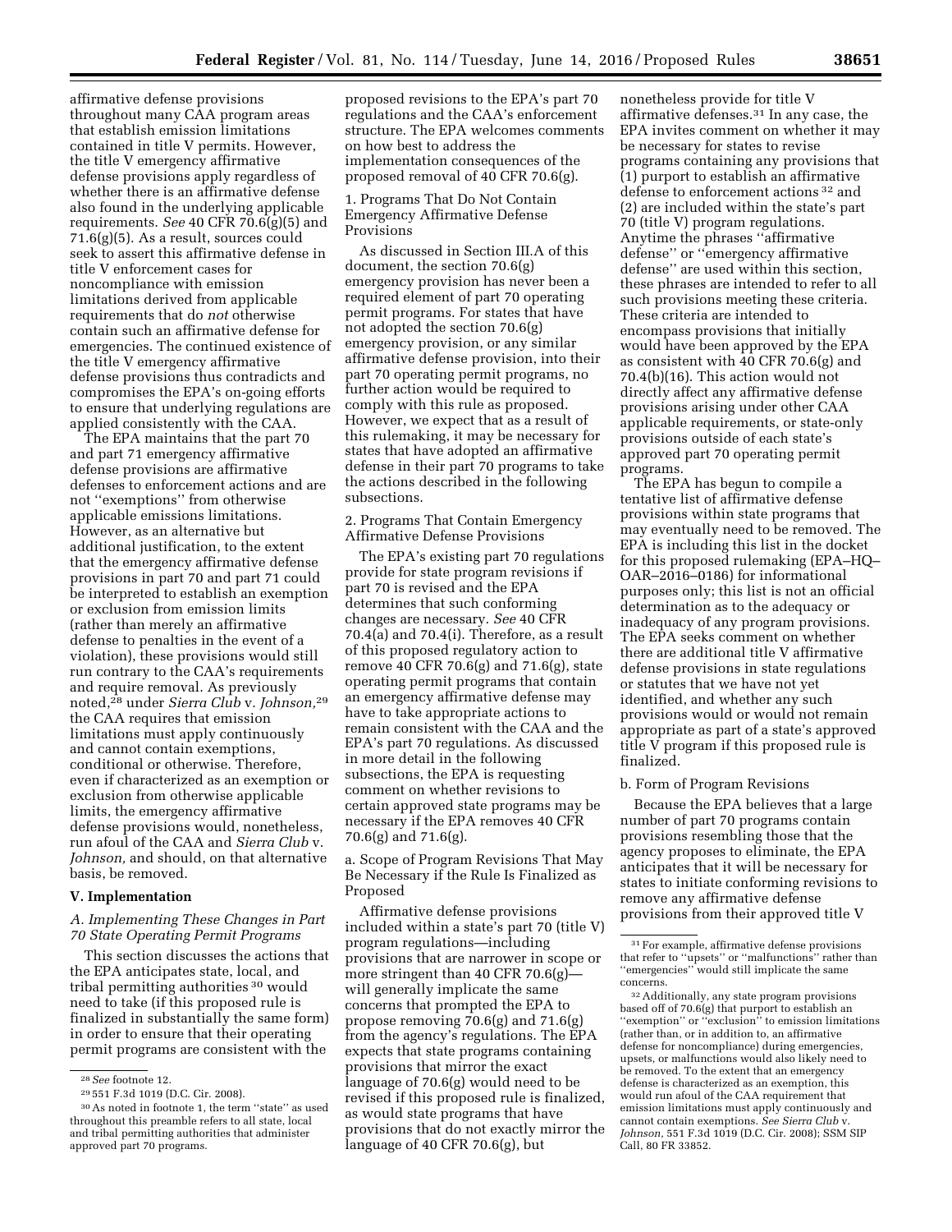affirmative defense provisions throughout many CAA program areas that establish emission limitations contained in title V permits. However, the title V emergency affirmative defense provisions apply regardless of whether there is an affirmative defense also found in the underlying applicable requirements. *See* 40 CFR 70.6(g)(5) and 71.6(g)(5). As a result, sources could seek to assert this affirmative defense in title V enforcement cases for noncompliance with emission limitations derived from applicable requirements that do *not* otherwise contain such an affirmative defense for emergencies. The continued existence of the title V emergency affirmative defense provisions thus contradicts and compromises the EPA's on-going efforts to ensure that underlying regulations are applied consistently with the CAA.

The EPA maintains that the part 70 and part 71 emergency affirmative defense provisions are affirmative defenses to enforcement actions and are not ''exemptions'' from otherwise applicable emissions limitations. However, as an alternative but additional justification, to the extent that the emergency affirmative defense provisions in part 70 and part 71 could be interpreted to establish an exemption or exclusion from emission limits (rather than merely an affirmative defense to penalties in the event of a violation), these provisions would still run contrary to the CAA's requirements and require removal. As previously noted,[28] under *Sierra Club* v. *Johnson,*[29] the CAA requires that emission limitations must apply continuously and cannot contain exemptions, conditional or otherwise. Therefore, even if characterized as an exemption or exclusion from otherwise applicable limits, the emergency affirmative defense provisions would, nonetheless, run afoul of the CAA and *Sierra Club* v. *Johnson,* and should, on that alternative basis, be removed.

## V. Implementation

### A. Implementing These Changes in Part 70 State Operating Permit Programs

This section discusses the actions that the EPA anticipates state, local, and tribal permitting authorities[30] would need to take (if this proposed rule is finalized in substantially the same form) in order to ensure that their operating permit programs are consistent with the proposed revisions to the EPA's part 70 regulations and the CAA's enforcement structure. The EPA welcomes comments on how best to address the implementation consequences of the proposed removal of 40 CFR 70.6(g).

#### 1. Programs That Do Not Contain Emergency Affirmative Defense Provisions

As discussed in Section III.A of this document, the section 70.6(g) emergency provision has never been a required element of part 70 operating permit programs. For states that have not adopted the section 70.6(g) emergency provision, or any similar affirmative defense provision, into their part 70 operating permit programs, no further action would be required to comply with this rule as proposed. However, we expect that as a result of this rulemaking, it may be necessary for states that have adopted an affirmative defense in their part 70 programs to take the actions described in the following subsections.

#### 2. Programs That Contain Emergency Affirmative Defense Provisions

The EPA's existing part 70 regulations provide for state program revisions if part 70 is revised and the EPA determines that such conforming changes are necessary. *See* 40 CFR 70.4(a) and 70.4(i). Therefore, as a result of this proposed regulatory action to remove 40 CFR 70.6(g) and 71.6(g), state operating permit programs that contain an emergency affirmative defense may have to take appropriate actions to remain consistent with the CAA and the EPA's part 70 regulations. As discussed in more detail in the following subsections, the EPA is requesting comment on whether revisions to certain approved state programs may be necessary if the EPA removes 40 CFR 70.6(g) and 71.6(g).

a. Scope of Program Revisions That May Be Necessary if the Rule Is Finalized as Proposed

Affirmative defense provisions included within a state's part 70 (title V) program regulations—including provisions that are narrower in scope or more stringent than 40 CFR 70.6(g)—will generally implicate the same concerns that prompted the EPA to propose removing 70.6(g) and 71.6(g) from the agency's regulations. The EPA expects that state programs containing provisions that mirror the exact language of 70.6(g) would need to be revised if this proposed rule is finalized, as would state programs that have provisions that do not exactly mirror the language of 40 CFR 70.6(g), but nonetheless provide for title V affirmative defenses.[31] In any case, the EPA invites comment on whether it may be necessary for states to revise programs containing any provisions that (1) purport to establish an affirmative defense to enforcement actions[32] and (2) are included within the state's part 70 (title V) program regulations. Anytime the phrases ''affirmative defense'' or ''emergency affirmative defense'' are used within this section, these phrases are intended to refer to all such provisions meeting these criteria. These criteria are intended to encompass provisions that initially would have been approved by the EPA as consistent with 40 CFR 70.6(g) and 70.4(b)(16). This action would not directly affect any affirmative defense provisions arising under other CAA applicable requirements, or state-only provisions outside of each state's approved part 70 operating permit programs.

The EPA has begun to compile a tentative list of affirmative defense provisions within state programs that may eventually need to be removed. The EPA is including this list in the docket for this proposed rulemaking (EPA–HQ–OAR–2016–0186) for informational purposes only; this list is not an official determination as to the adequacy or inadequacy of any program provisions. The EPA seeks comment on whether there are additional title V affirmative defense provisions in state regulations or statutes that we have not yet identified, and whether any such provisions would or would not remain appropriate as part of a state's approved title V program if this proposed rule is finalized.

b. Form of Program Revisions

Because the EPA believes that a large number of part 70 programs contain provisions resembling those that the agency proposes to eliminate, the EPA anticipates that it will be necessary for states to initiate conforming revisions to remove any affirmative defense provisions from their approved title V

---

[28] *See* footnote 12.

[29] 551 F.3d 1019 (D.C. Cir. 2008).

[30] As noted in footnote 1, the term ''state'' as used throughout this preamble refers to all state, local and tribal permitting authorities that administer approved part 70 programs.

[31] For example, affirmative defense provisions that refer to ''upsets'' or ''malfunctions'' rather than ''emergencies'' would still implicate the same concerns.

[32] Additionally, any state program provisions based off of 70.6(g) that purport to establish an ''exemption'' or ''exclusion'' to emission limitations (rather than, or in addition to, an affirmative defense for noncompliance) during emergencies, upsets, or malfunctions would also likely need to be removed. To the extent that an emergency defense is characterized as an exemption, this would run afoul of the CAA requirement that emission limitations must apply continuously and cannot contain exemptions. *See Sierra Club* v. *Johnson,* 551 F.3d 1019 (D.C. Cir. 2008); SSM SIP Call, 80 FR 33852.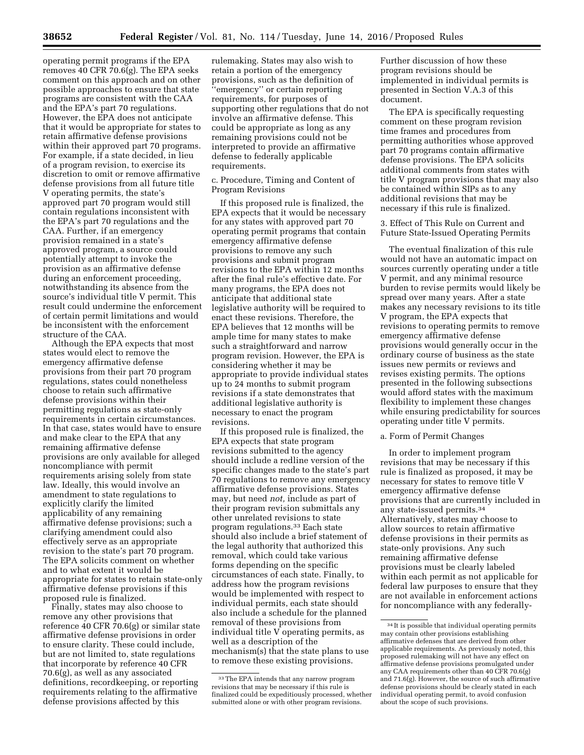operating permit programs if the EPA removes 40 CFR 70.6(g). The EPA seeks comment on this approach and on other possible approaches to ensure that state programs are consistent with the CAA and the EPA's part 70 regulations. However, the EPA does not anticipate that it would be appropriate for states to retain affirmative defense provisions within their approved part 70 programs. For example, if a state decided, in lieu of a program revision, to exercise its discretion to omit or remove affirmative defense provisions from all future title V operating permits, the state's approved part 70 program would still contain regulations inconsistent with the EPA's part 70 regulations and the CAA. Further, if an emergency provision remained in a state's approved program, a source could potentially attempt to invoke the provision as an affirmative defense during an enforcement proceeding, notwithstanding its absence from the source's individual title V permit. This result could undermine the enforcement of certain permit limitations and would be inconsistent with the enforcement structure of the CAA.

Although the EPA expects that most states would elect to remove the emergency affirmative defense provisions from their part 70 program regulations, states could nonetheless choose to retain such affirmative defense provisions within their permitting regulations as state-only requirements in certain circumstances. In that case, states would have to ensure and make clear to the EPA that any remaining affirmative defense provisions are only available for alleged noncompliance with permit requirements arising solely from state law. Ideally, this would involve an amendment to state regulations to explicitly clarify the limited applicability of any remaining affirmative defense provisions; such a clarifying amendment could also effectively serve as an appropriate revision to the state's part 70 program. The EPA solicits comment on whether and to what extent it would be appropriate for states to retain state-only affirmative defense provisions if this proposed rule is finalized.

Finally, states may also choose to remove any other provisions that reference 40 CFR 70.6(g) or similar state affirmative defense provisions in order to ensure clarity. These could include, but are not limited to, state regulations that incorporate by reference 40 CFR 70.6(g), as well as any associated definitions, recordkeeping, or reporting requirements relating to the affirmative defense provisions affected by this rulemaking. States may also wish to retain a portion of the emergency provisions, such as the definition of "emergency" or certain reporting requirements, for purposes of supporting other regulations that do not involve an affirmative defense. This could be appropriate as long as any remaining provisions could not be interpreted to provide an affirmative defense to federally applicable requirements.

c. Procedure, Timing and Content of Program Revisions

If this proposed rule is finalized, the EPA expects that it would be necessary for any states with approved part 70 operating permit programs that contain emergency affirmative defense provisions to remove any such provisions and submit program revisions to the EPA within 12 months after the final rule's effective date. For many programs, the EPA does not anticipate that additional state legislative authority will be required to enact these revisions. Therefore, the EPA believes that 12 months will be ample time for many states to make such a straightforward and narrow program revision. However, the EPA is considering whether it may be appropriate to provide individual states up to 24 months to submit program revisions if a state demonstrates that additional legislative authority is necessary to enact the program revisions.

If this proposed rule is finalized, the EPA expects that state program revisions submitted to the agency should include a redline version of the specific changes made to the state's part 70 regulations to remove any emergency affirmative defense provisions. States may, but need *not,* include as part of their program revision submittals any other unrelated revisions to state program regulations.[33] Each state should also include a brief statement of the legal authority that authorized this removal, which could take various forms depending on the specific circumstances of each state. Finally, to address how the program revisions would be implemented with respect to individual permits, each state should also include a schedule for the planned removal of these provisions from individual title V operating permits, as well as a description of the mechanism(s) that the state plans to use to remove these existing provisions. Further discussion of how these program revisions should be implemented in individual permits is presented in Section V.A.3 of this document.

The EPA is specifically requesting comment on these program revision time frames and procedures from permitting authorities whose approved part 70 programs contain affirmative defense provisions. The EPA solicits additional comments from states with title V program provisions that may also be contained within SIPs as to any additional revisions that may be necessary if this rule is finalized.

3. Effect of This Rule on Current and Future State-Issued Operating Permits

The eventual finalization of this rule would not have an automatic impact on sources currently operating under a title V permit, and any minimal resource burden to revise permits would likely be spread over many years. After a state makes any necessary revisions to its title V program, the EPA expects that revisions to operating permits to remove emergency affirmative defense provisions would generally occur in the ordinary course of business as the state issues new permits or reviews and revises existing permits. The options presented in the following subsections would afford states with the maximum flexibility to implement these changes while ensuring predictability for sources operating under title V permits.

a. Form of Permit Changes

In order to implement program revisions that may be necessary if this rule is finalized as proposed, it may be necessary for states to remove title V emergency affirmative defense provisions that are currently included in any state-issued permits.[34] Alternatively, states may choose to allow sources to retain affirmative defense provisions in their permits as state-only provisions. Any such remaining affirmative defense provisions must be clearly labeled within each permit as not applicable for federal law purposes to ensure that they are not available in enforcement actions for noncompliance with any federally-

---

[33] The EPA intends that any narrow program revisions that may be necessary if this rule is finalized could be expeditiously processed, whether submitted alone or with other program revisions.

[34] It is possible that individual operating permits may contain other provisions establishing affirmative defenses that are derived from other applicable requirements. As previously noted, this proposed rulemaking will not have any effect on affirmative defense provisions promulgated under any CAA requirements other than 40 CFR 70.6(g) and 71.6(g). However, the source of such affirmative defense provisions should be clearly stated in each individual operating permit, to avoid confusion about the scope of such provisions.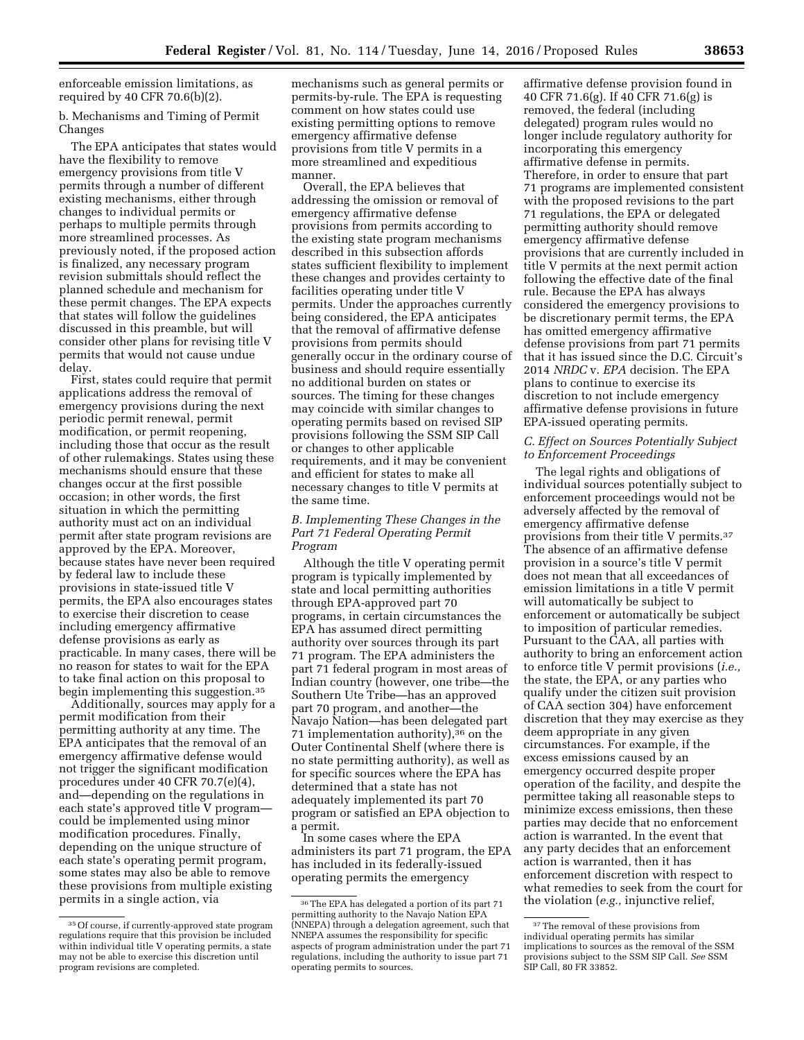enforceable emission limitations, as required by 40 CFR 70.6(b)(2).

b. Mechanisms and Timing of Permit Changes

The EPA anticipates that states would have the flexibility to remove emergency provisions from title V permits through a number of different existing mechanisms, either through changes to individual permits or perhaps to multiple permits through more streamlined processes. As previously noted, if the proposed action is finalized, any necessary program revision submittals should reflect the planned schedule and mechanism for these permit changes. The EPA expects that states will follow the guidelines discussed in this preamble, but will consider other plans for revising title V permits that would not cause undue delay.

First, states could require that permit applications address the removal of emergency provisions during the next periodic permit renewal, permit modification, or permit reopening, including those that occur as the result of other rulemakings. States using these mechanisms should ensure that these changes occur at the first possible occasion; in other words, the first situation in which the permitting authority must act on an individual permit after state program revisions are approved by the EPA. Moreover, because states have never been required by federal law to include these provisions in state-issued title V permits, the EPA also encourages states to exercise their discretion to cease including emergency affirmative defense provisions as early as practicable. In many cases, there will be no reason for states to wait for the EPA to take final action on this proposal to begin implementing this suggestion.[35]

Additionally, sources may apply for a permit modification from their permitting authority at any time. The EPA anticipates that the removal of an emergency affirmative defense would not trigger the significant modification procedures under 40 CFR 70.7(e)(4), and—depending on the regulations in each state's approved title V program—could be implemented using minor modification procedures. Finally, depending on the unique structure of each state's operating permit program, some states may also be able to remove these provisions from multiple existing permits in a single action, via mechanisms such as general permits or permits-by-rule. The EPA is requesting comment on how states could use existing permitting options to remove emergency affirmative defense provisions from title V permits in a more streamlined and expeditious manner.

Overall, the EPA believes that addressing the omission or removal of emergency affirmative defense provisions from permits according to the existing state program mechanisms described in this subsection affords states sufficient flexibility to implement these changes and provides certainty to facilities operating under title V permits. Under the approaches currently being considered, the EPA anticipates that the removal of affirmative defense provisions from permits should generally occur in the ordinary course of business and should require essentially no additional burden on states or sources. The timing for these changes may coincide with similar changes to operating permits based on revised SIP provisions following the SSM SIP Call or changes to other applicable requirements, and it may be convenient and efficient for states to make all necessary changes to title V permits at the same time.

### B. Implementing These Changes in the Part 71 Federal Operating Permit Program

Although the title V operating permit program is typically implemented by state and local permitting authorities through EPA-approved part 70 programs, in certain circumstances the EPA has assumed direct permitting authority over sources through its part 71 program. The EPA administers the part 71 federal program in most areas of Indian country (however, one tribe—the Southern Ute Tribe—has an approved part 70 program, and another—the Navajo Nation—has been delegated part 71 implementation authority),[36] on the Outer Continental Shelf (where there is no state permitting authority), as well as for specific sources where the EPA has determined that a state has not adequately implemented its part 70 program or satisfied an EPA objection to a permit.

In some cases where the EPA administers its part 71 program, the EPA has included in its federally-issued operating permits the emergency affirmative defense provision found in 40 CFR 71.6(g). If 40 CFR 71.6(g) is removed, the federal (including delegated) program rules would no longer include regulatory authority for incorporating this emergency affirmative defense in permits. Therefore, in order to ensure that part 71 programs are implemented consistent with the proposed revisions to the part 71 regulations, the EPA or delegated permitting authority should remove emergency affirmative defense provisions that are currently included in title V permits at the next permit action following the effective date of the final rule. Because the EPA has always considered the emergency provisions to be discretionary permit terms, the EPA has omitted emergency affirmative defense provisions from part 71 permits that it has issued since the D.C. Circuit's 2014 *NRDC* v. *EPA* decision. The EPA plans to continue to exercise its discretion to not include emergency affirmative defense provisions in future EPA-issued operating permits.

### C. Effect on Sources Potentially Subject to Enforcement Proceedings

The legal rights and obligations of individual sources potentially subject to enforcement proceedings would not be adversely affected by the removal of emergency affirmative defense provisions from their title V permits.[37] The absence of an affirmative defense provision in a source's title V permit does not mean that all exceedances of emission limitations in a title V permit will automatically be subject to enforcement or automatically be subject to imposition of particular remedies. Pursuant to the CAA, all parties with authority to bring an enforcement action to enforce title V permit provisions (*i.e.,* the state, the EPA, or any parties who qualify under the citizen suit provision of CAA section 304) have enforcement discretion that they may exercise as they deem appropriate in any given circumstances. For example, if the excess emissions caused by an emergency occurred despite proper operation of the facility, and despite the permittee taking all reasonable steps to minimize excess emissions, then these parties may decide that no enforcement action is warranted. In the event that any party decides that an enforcement action is warranted, then it has enforcement discretion with respect to what remedies to seek from the court for the violation (*e.g.,* injunctive relief,

---

[35] Of course, if currently-approved state program regulations require that this provision be included within individual title V operating permits, a state may not be able to exercise this discretion until program revisions are completed.

[36] The EPA has delegated a portion of its part 71 permitting authority to the Navajo Nation EPA (NNEPA) through a delegation agreement, such that NNEPA assumes the responsibility for specific aspects of program administration under the part 71 regulations, including the authority to issue part 71 operating permits to sources.

[37] The removal of these provisions from individual operating permits has similar implications to sources as the removal of the SSM provisions subject to the SSM SIP Call. *See* SSM SIP Call, 80 FR 33852.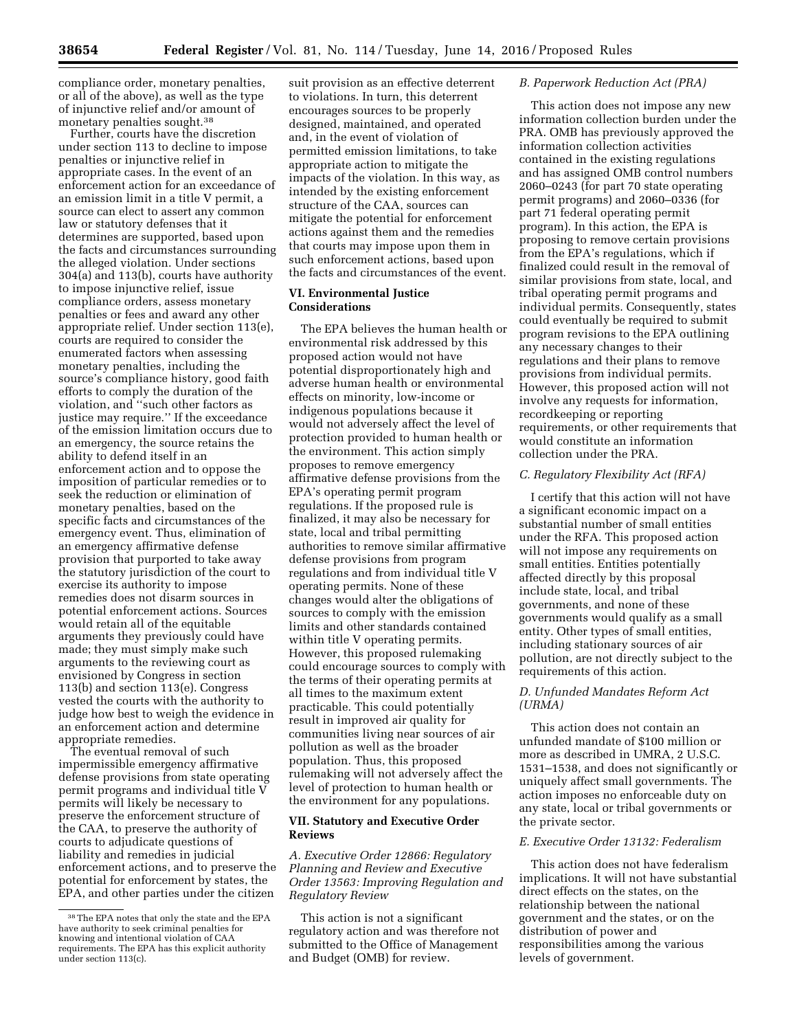compliance order, monetary penalties, or all of the above), as well as the type of injunctive relief and/or amount of monetary penalties sought.[38]

Further, courts have the discretion under section 113 to decline to impose penalties or injunctive relief in appropriate cases. In the event of an enforcement action for an exceedance of an emission limit in a title V permit, a source can elect to assert any common law or statutory defenses that it determines are supported, based upon the facts and circumstances surrounding the alleged violation. Under sections 304(a) and 113(b), courts have authority to impose injunctive relief, issue compliance orders, assess monetary penalties or fees and award any other appropriate relief. Under section 113(e), courts are required to consider the enumerated factors when assessing monetary penalties, including the source's compliance history, good faith efforts to comply the duration of the violation, and ''such other factors as justice may require.'' If the exceedance of the emission limitation occurs due to an emergency, the source retains the ability to defend itself in an enforcement action and to oppose the imposition of particular remedies or to seek the reduction or elimination of monetary penalties, based on the specific facts and circumstances of the emergency event. Thus, elimination of an emergency affirmative defense provision that purported to take away the statutory jurisdiction of the court to exercise its authority to impose remedies does not disarm sources in potential enforcement actions. Sources would retain all of the equitable arguments they previously could have made; they must simply make such arguments to the reviewing court as envisioned by Congress in section 113(b) and section 113(e). Congress vested the courts with the authority to judge how best to weigh the evidence in an enforcement action and determine appropriate remedies.

The eventual removal of such impermissible emergency affirmative defense provisions from state operating permit programs and individual title V permits will likely be necessary to preserve the enforcement structure of the CAA, to preserve the authority of courts to adjudicate questions of liability and remedies in judicial enforcement actions, and to preserve the potential for enforcement by states, the EPA, and other parties under the citizen suit provision as an effective deterrent to violations. In turn, this deterrent encourages sources to be properly designed, maintained, and operated and, in the event of violation of permitted emission limitations, to take appropriate action to mitigate the impacts of the violation. In this way, as intended by the existing enforcement structure of the CAA, sources can mitigate the potential for enforcement actions against them and the remedies that courts may impose upon them in such enforcement actions, based upon the facts and circumstances of the event.

[38] The EPA notes that only the state and the EPA have authority to seek criminal penalties for knowing and intentional violation of CAA requirements. The EPA has this explicit authority under section 113(c).

## VI. Environmental Justice Considerations

The EPA believes the human health or environmental risk addressed by this proposed action would not have potential disproportionately high and adverse human health or environmental effects on minority, low-income or indigenous populations because it would not adversely affect the level of protection provided to human health or the environment. This action simply proposes to remove emergency affirmative defense provisions from the EPA's operating permit program regulations. If the proposed rule is finalized, it may also be necessary for state, local and tribal permitting authorities to remove similar affirmative defense provisions from program regulations and from individual title V operating permits. None of these changes would alter the obligations of sources to comply with the emission limits and other standards contained within title V operating permits. However, this proposed rulemaking could encourage sources to comply with the terms of their operating permits at all times to the maximum extent practicable. This could potentially result in improved air quality for communities living near sources of air pollution as well as the broader population. Thus, this proposed rulemaking will not adversely affect the level of protection to human health or the environment for any populations.

## VII. Statutory and Executive Order Reviews

### *A. Executive Order 12866: Regulatory Planning and Review and Executive Order 13563: Improving Regulation and Regulatory Review*

This action is not a significant regulatory action and was therefore not submitted to the Office of Management and Budget (OMB) for review.

### *B. Paperwork Reduction Act (PRA)*

This action does not impose any new information collection burden under the PRA. OMB has previously approved the information collection activities contained in the existing regulations and has assigned OMB control numbers 2060–0243 (for part 70 state operating permit programs) and 2060–0336 (for part 71 federal operating permit program). In this action, the EPA is proposing to remove certain provisions from the EPA's regulations, which if finalized could result in the removal of similar provisions from state, local, and tribal operating permit programs and individual permits. Consequently, states could eventually be required to submit program revisions to the EPA outlining any necessary changes to their regulations and their plans to remove provisions from individual permits. However, this proposed action will not involve any requests for information, recordkeeping or reporting requirements, or other requirements that would constitute an information collection under the PRA.

### *C. Regulatory Flexibility Act (RFA)*

I certify that this action will not have a significant economic impact on a substantial number of small entities under the RFA. This proposed action will not impose any requirements on small entities. Entities potentially affected directly by this proposal include state, local, and tribal governments, and none of these governments would qualify as a small entity. Other types of small entities, including stationary sources of air pollution, are not directly subject to the requirements of this action.

### *D. Unfunded Mandates Reform Act (URMA)*

This action does not contain an unfunded mandate of $100 million or more as described in UMRA, 2 U.S.C. 1531–1538, and does not significantly or uniquely affect small governments. The action imposes no enforceable duty on any state, local or tribal governments or the private sector.

### *E. Executive Order 13132: Federalism*

This action does not have federalism implications. It will not have substantial direct effects on the states, on the relationship between the national government and the states, or on the distribution of power and responsibilities among the various levels of government.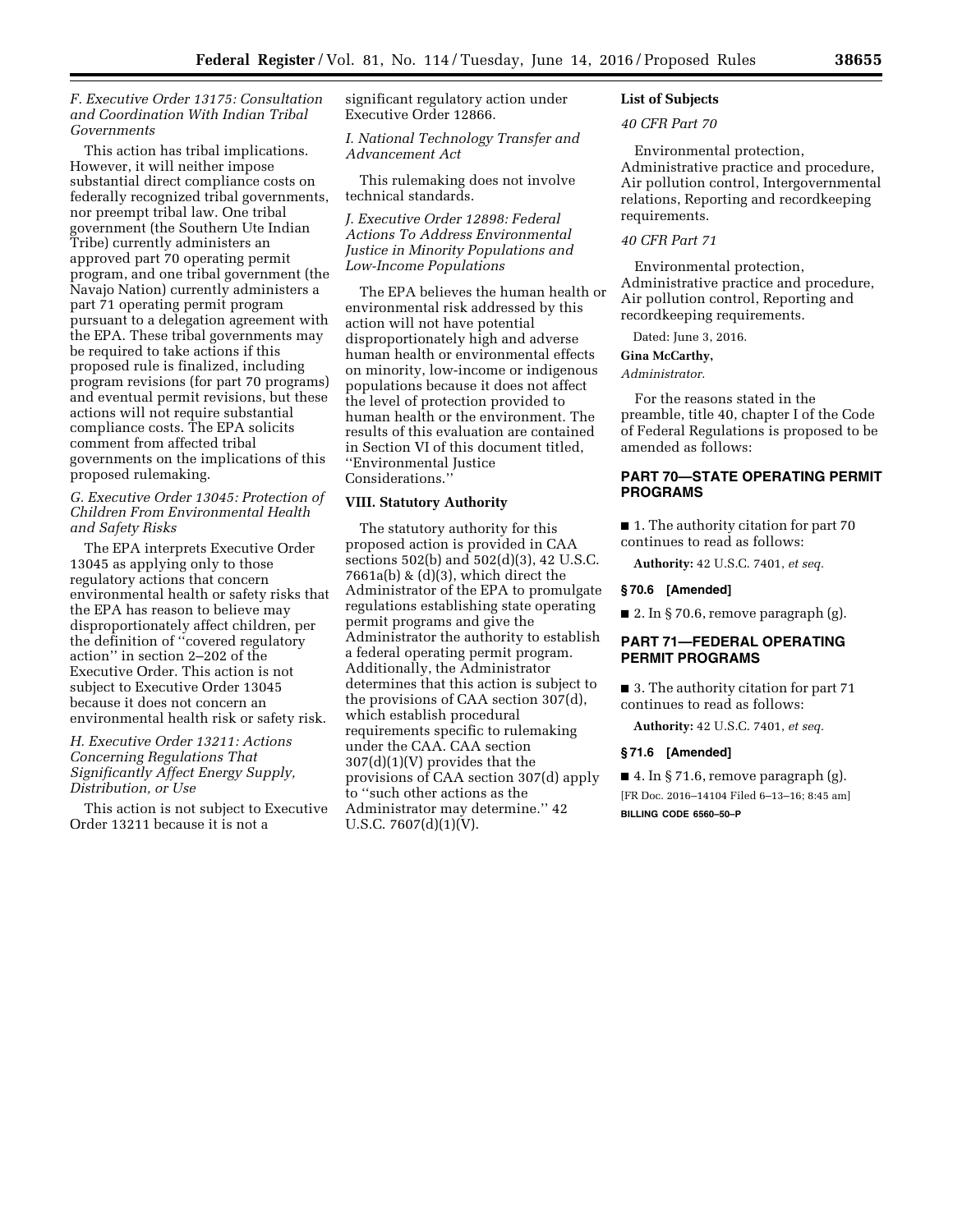### F. Executive Order 13175: Consultation and Coordination With Indian Tribal Governments

This action has tribal implications. However, it will neither impose substantial direct compliance costs on federally recognized tribal governments, nor preempt tribal law. One tribal government (the Southern Ute Indian Tribe) currently administers an approved part 70 operating permit program, and one tribal government (the Navajo Nation) currently administers a part 71 operating permit program pursuant to a delegation agreement with the EPA. These tribal governments may be required to take actions if this proposed rule is finalized, including program revisions (for part 70 programs) and eventual permit revisions, but these actions will not require substantial compliance costs. The EPA solicits comment from affected tribal governments on the implications of this proposed rulemaking.

### G. Executive Order 13045: Protection of Children From Environmental Health and Safety Risks

The EPA interprets Executive Order 13045 as applying only to those regulatory actions that concern environmental health or safety risks that the EPA has reason to believe may disproportionately affect children, per the definition of ''covered regulatory action'' in section 2–202 of the Executive Order. This action is not subject to Executive Order 13045 because it does not concern an environmental health risk or safety risk.

### H. Executive Order 13211: Actions Concerning Regulations That Significantly Affect Energy Supply, Distribution, or Use

This action is not subject to Executive Order 13211 because it is not a significant regulatory action under Executive Order 12866.

### I. National Technology Transfer and Advancement Act

This rulemaking does not involve technical standards.

### J. Executive Order 12898: Federal Actions To Address Environmental Justice in Minority Populations and Low-Income Populations

The EPA believes the human health or environmental risk addressed by this action will not have potential disproportionately high and adverse human health or environmental effects on minority, low-income or indigenous populations because it does not affect the level of protection provided to human health or the environment. The results of this evaluation are contained in Section VI of this document titled, ''Environmental Justice Considerations.''

## VIII. Statutory Authority

The statutory authority for this proposed action is provided in CAA sections 502(b) and 502(d)(3), 42 U.S.C. 7661a(b) & (d)(3), which direct the Administrator of the EPA to promulgate regulations establishing state operating permit programs and give the Administrator the authority to establish a federal operating permit program. Additionally, the Administrator determines that this action is subject to the provisions of CAA section 307(d), which establish procedural requirements specific to rulemaking under the CAA. CAA section 307(d)(1)(V) provides that the provisions of CAA section 307(d) apply to ''such other actions as the Administrator may determine.'' 42 U.S.C. 7607(d)(1)(V).

### List of Subjects

*40 CFR Part 70*

Environmental protection, Administrative practice and procedure, Air pollution control, Intergovernmental relations, Reporting and recordkeeping requirements.

*40 CFR Part 71*

Environmental protection, Administrative practice and procedure, Air pollution control, Reporting and recordkeeping requirements.

Dated: June 3, 2016.

**Gina McCarthy,**

*Administrator.*

For the reasons stated in the preamble, title 40, chapter I of the Code of Federal Regulations is proposed to be amended as follows:

## PART 70—STATE OPERATING PERMIT PROGRAMS

■ 1. The authority citation for part 70 continues to read as follows:

**Authority:** 42 U.S.C. 7401, *et seq.*

### § 70.6 [Amended]

■ 2. In § 70.6, remove paragraph (g).

## PART 71—FEDERAL OPERATING PERMIT PROGRAMS

■ 3. The authority citation for part 71 continues to read as follows:

**Authority:** 42 U.S.C. 7401, *et seq.*

### § 71.6 [Amended]

■ 4. In § 71.6, remove paragraph (g).

[FR Doc. 2016–14104 Filed 6–13–16; 8:45 am]

**BILLING CODE 6560–50–P**